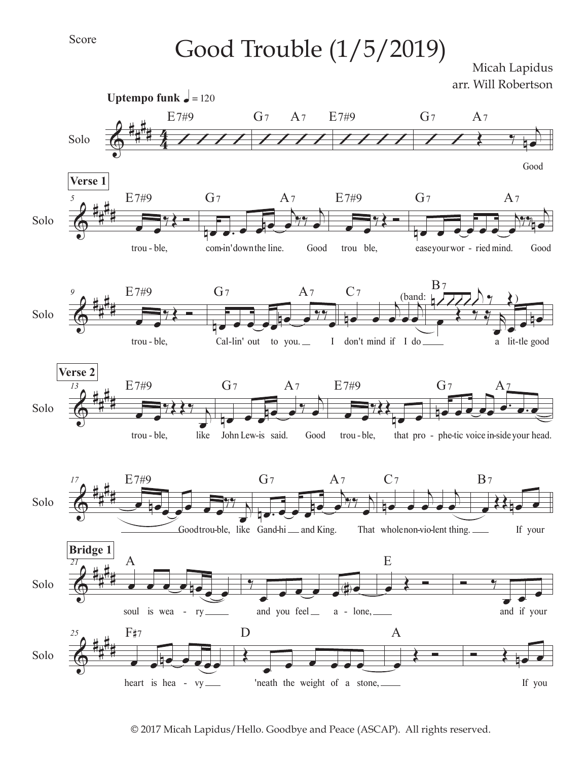Score

# Good Trouble (1/5/2019)

Micah Lapidus
arr. Will Robertson

**Uptempo funk** ♩ = 120

Solo

E7#9 | G7 A7 | E7#9 | G7 A7

Good

**Verse 1**

E7#9 | G7 A7 | E7#9 | G7 A7

trou - ble, com-in' down the line. Good trou ble, ease your wor - ried mind. Good

E7#9 | G7 A7 | C7 | B7

(band:

trou - ble, Cal-lin' out to you. I don't mind if I do a lit-tle good

**Verse 2**

E7#9 | G7 A7 | E7#9 | G7 A7

trou - ble, like John Lew-is said. Good trou - ble, that pro - phe-tic voice in-side your head.

E7#9 | G7 A7 | C7 | B7

Good trou-ble, like Gand-hi and King. That whole non-vio-lent thing. If your

**Bridge 1**

A | | E |

soul is wea - ry and you feel a - lone, and if your

F♯7 | D | A |

heart is hea - vy 'neath the weight of a stone, If you

© 2017 Micah Lapidus/Hello. Goodbye and Peace (ASCAP). All rights reserved.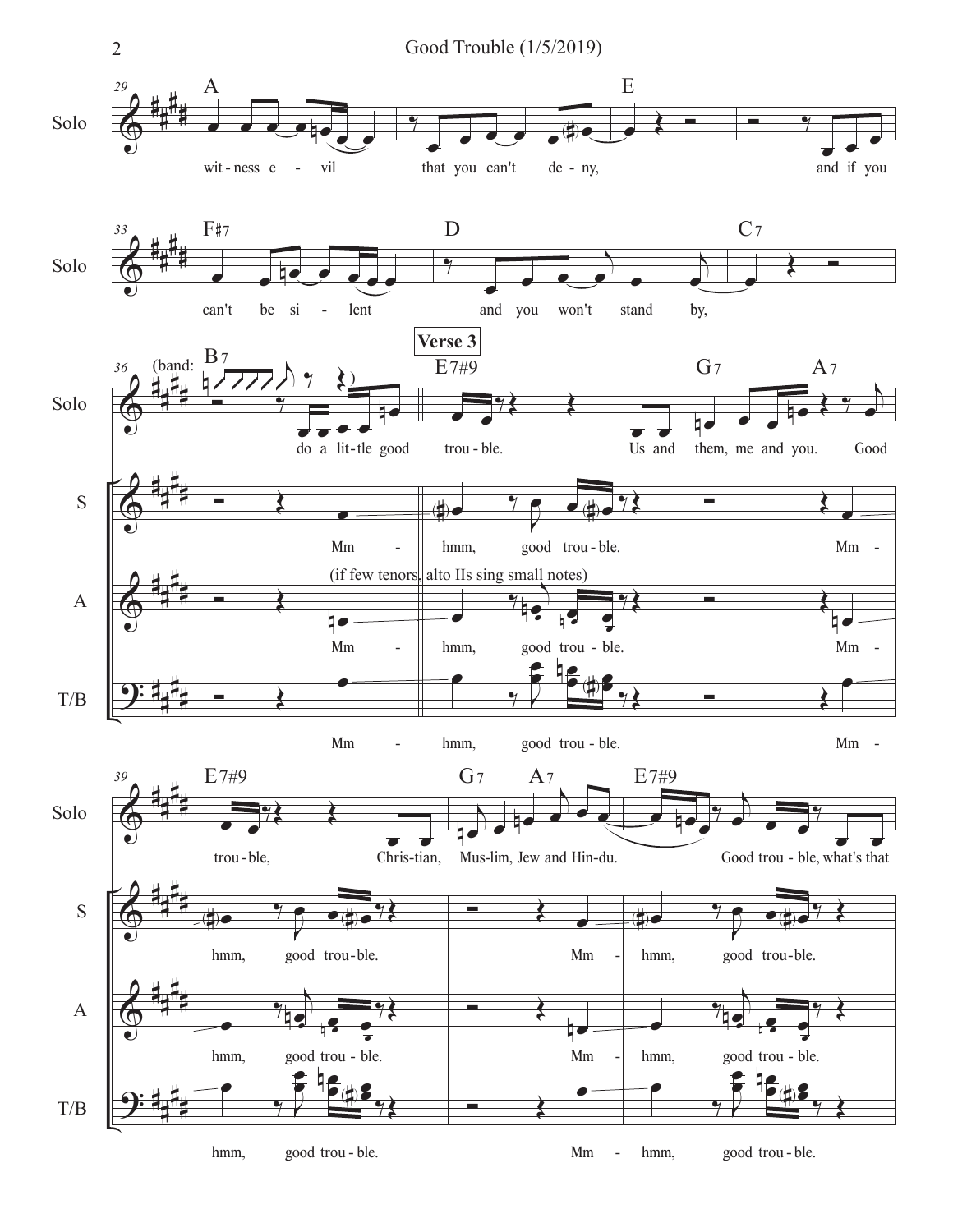**Verse 3**

(if few tenors, alto IIs sing small notes)

wit-ness e - vil that you can't de - ny, and if you can't be si - lent and you won't stand by, do a lit-tle good trou - ble. Us and them, me and you. Good trou - ble, Chris-tian, Mus-lim, Jew and Hin-du. Good trou - ble, what's that

Mm - hmm, good trou - ble. Mm - hmm, good trou - ble. Mm - hmm, good trou - ble.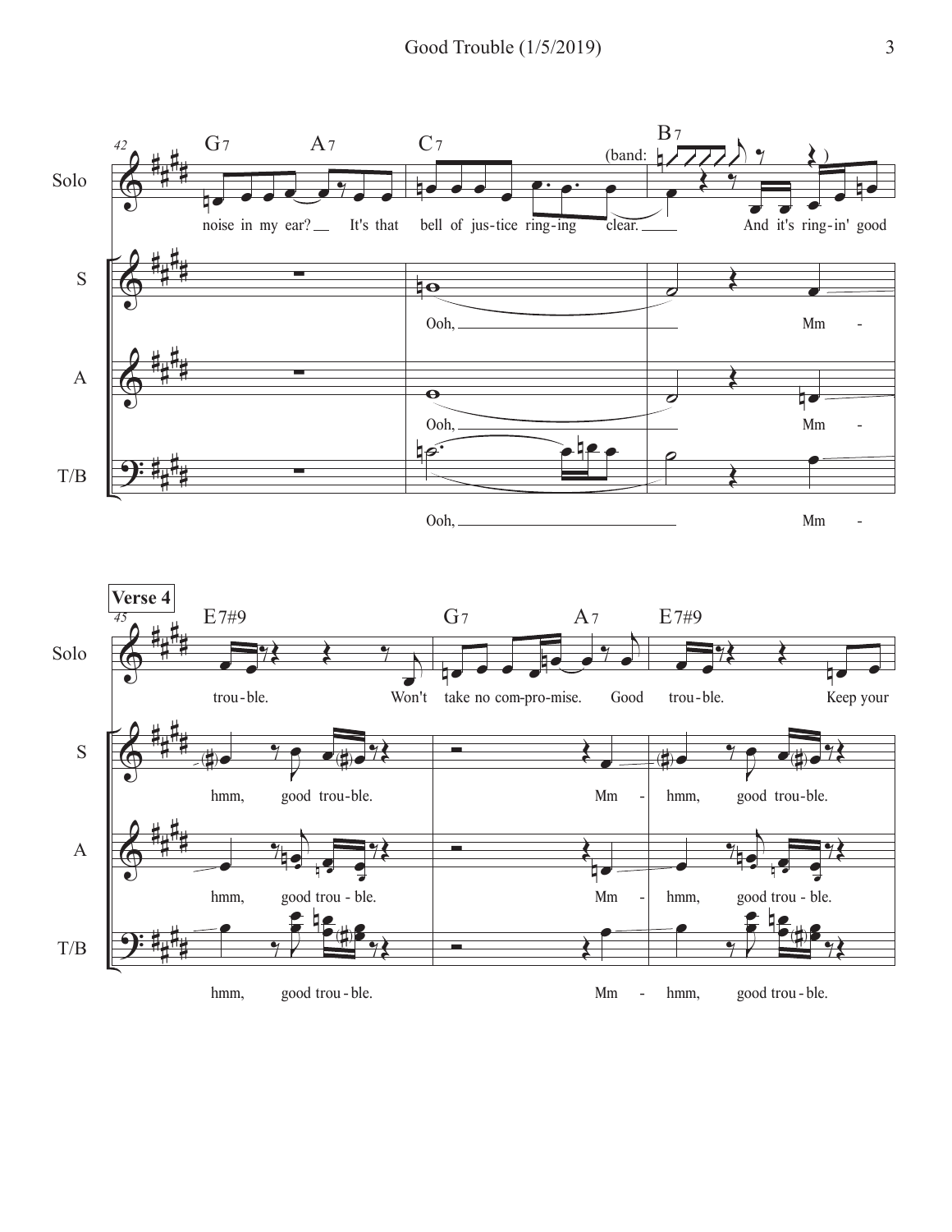**Verse 4**

Solo:
- m. 42 (G7, A7): noise in my ear? It's that
- m. 43 (C7): bell of jus-tice ring-ing
- m. 44 (B7): clear. (band: ) And it's ring-in' good
- m. 45 (E7#9): trou-ble. Won't
- m. 46 (G7, A7): take no com-pro-mise. Good
- m. 47 (E7#9): trou-ble. Keep your

S: Ooh, Mm - hmm, good trou-ble. Mm - hmm, good trou-ble.

A: Ooh, Mm - hmm, good trou - ble. Mm - hmm, good trou - ble.

T/B: Ooh, Mm - hmm, good trou - ble. Mm - hmm, good trou - ble.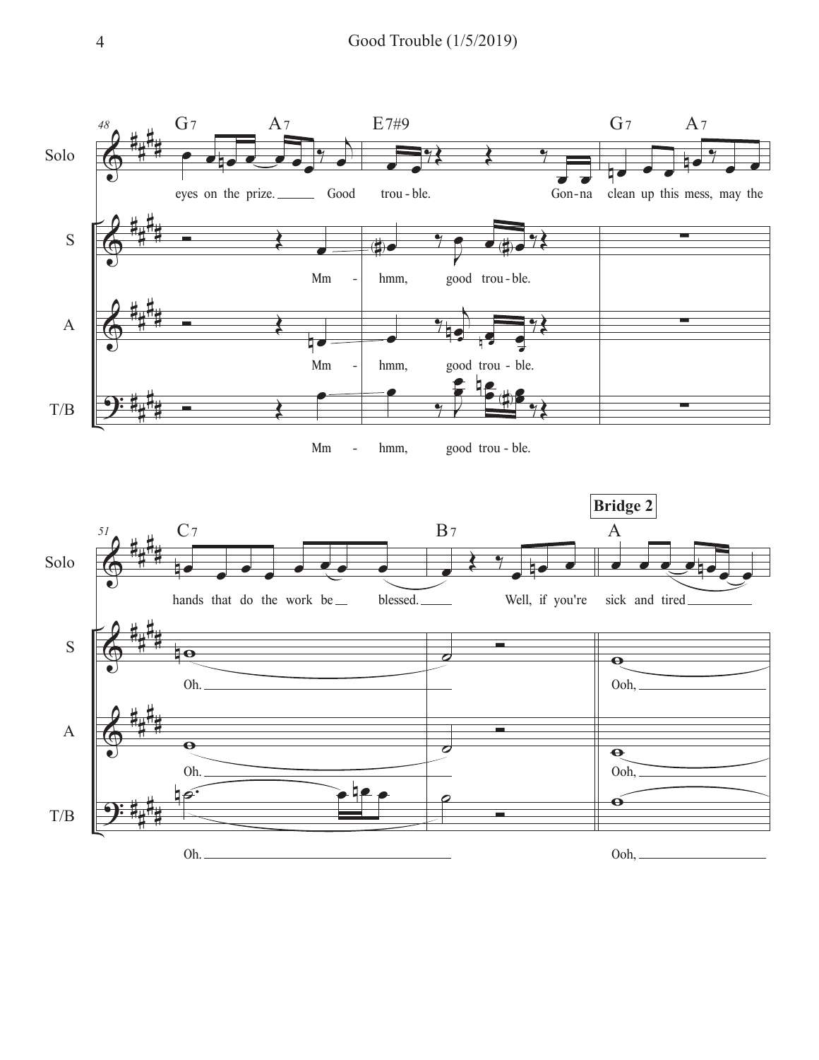48

G7 A7 E7#9 G7 A7

Solo: eyes on the prize. Good trou - ble. Gon - na clean up this mess, may the

S: Mm - hmm, good trou - ble.

A: Mm - hmm, good trou - ble.

T/B: Mm - hmm, good trou - ble.

51

C7 B7 **Bridge 2** A

Solo: hands that do the work be blessed. Well, if you're sick and tired

S: Oh. Ooh,

A: Oh. Ooh,

T/B: Oh. Ooh,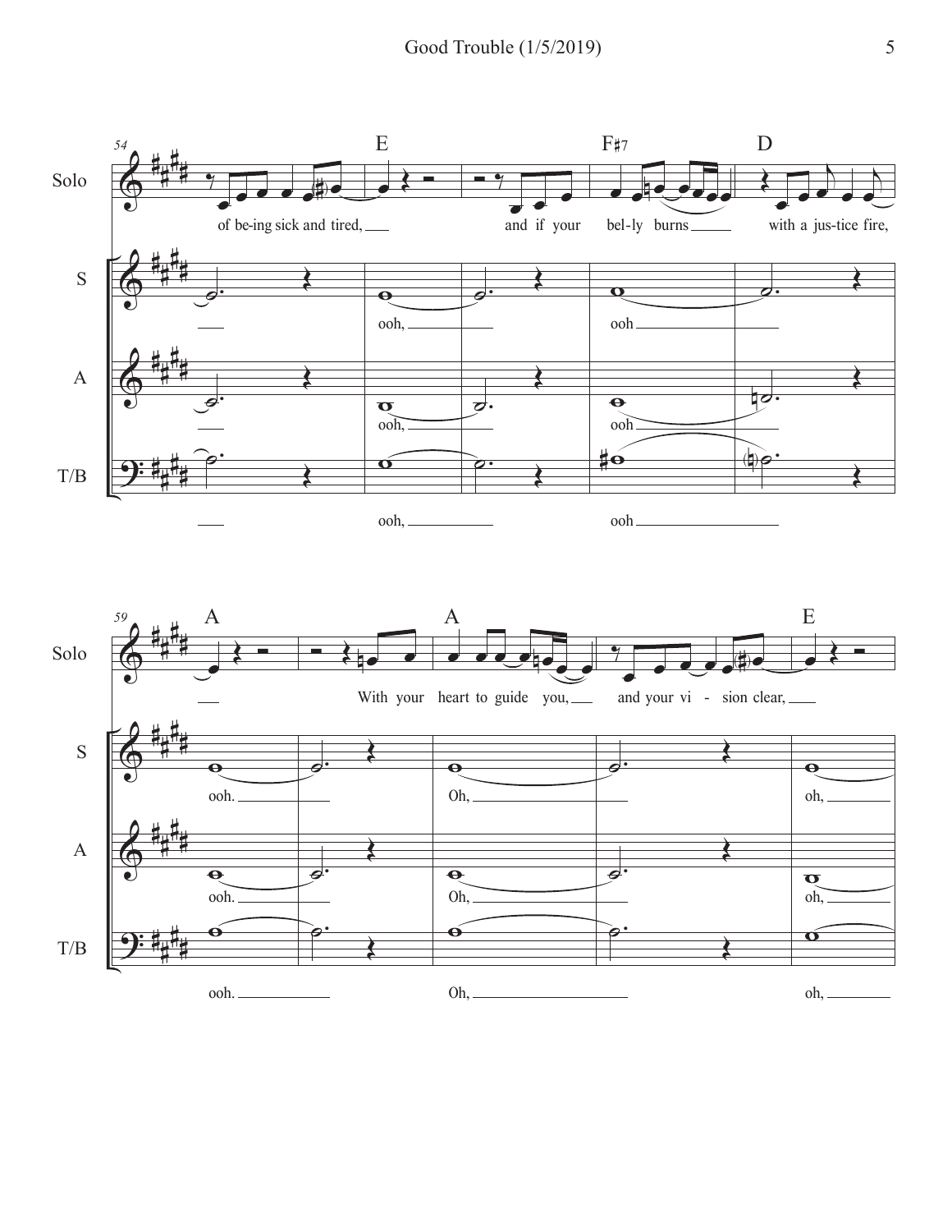Solo: of be-ing sick and tired, ___ and if your bel-ly burns ___ with a jus-tice fire,

S: ___ ooh, ___ ooh ___

A: ___ ooh, ___ ooh ___

T/B: ___ ooh, ___ ooh ___

Solo: ___ With your heart to guide you, ___ and your vi - sion clear, ___

S: ooh. ___ Oh, ___ oh, ___

A: ooh. ___ Oh, ___ oh, ___

T/B: ooh. ___ Oh, ___ oh, ___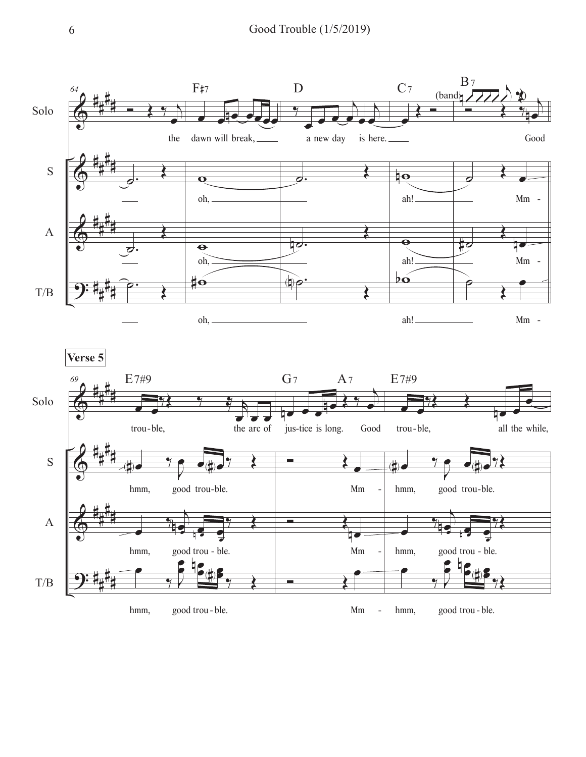**Verse 5**

Solo: the dawn will break, a new day is here. Good trou-ble, the arc of jus-tice is long. Good trou-ble, all the while,

S: oh, ah! Mm - hmm, good trou-ble. Mm - hmm, good trou-ble.

A: oh, ah! Mm - hmm, good trou - ble. Mm - hmm, good trou - ble.

T/B: oh, ah! Mm - hmm, good trou - ble. Mm - hmm, good trou - ble.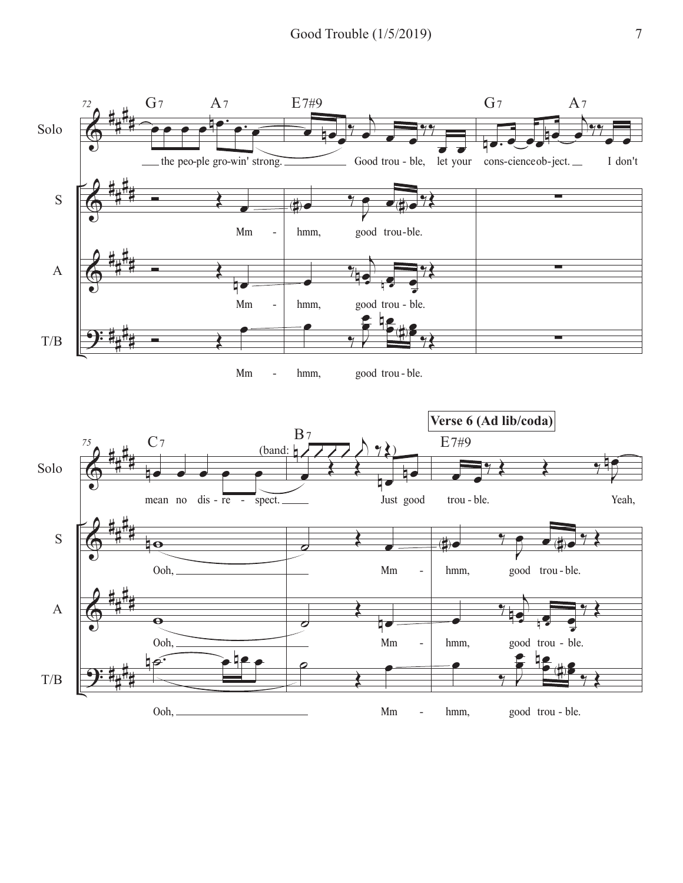**Verse 6 (Ad lib/coda)**

Solo: the peo-ple gro-win' strong. Good trou - ble, let your cons-cience ob-ject. I don't mean no dis - re - spect. Just good trou - ble. Yeah,

S: Mm - hmm, good trou-ble. Ooh, Mm - hmm, good trou - ble.

A: Mm - hmm, good trou - ble. Ooh, Mm - hmm, good trou - ble.

T/B: Mm - hmm, good trou - ble. Ooh, Mm - hmm, good trou - ble.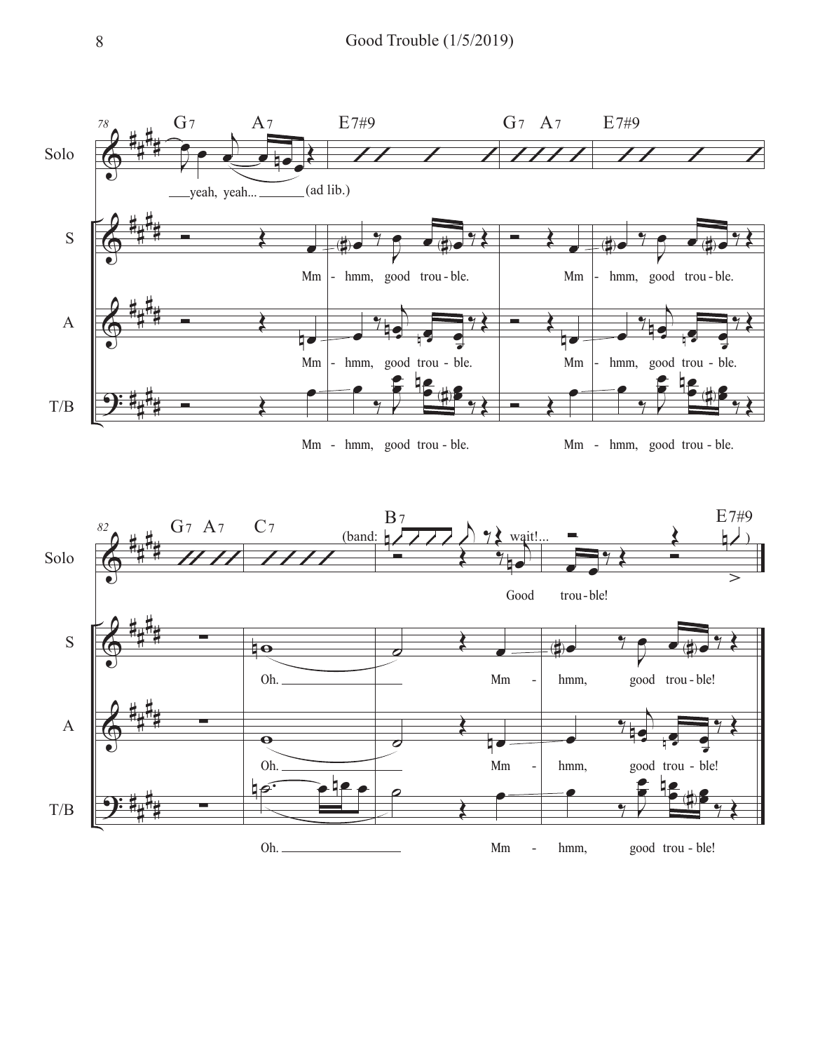78

G7 A7 E7#9 G7 A7 E7#9

Solo: yeah, yeah... (ad lib.)

S: Mm - hmm, good trou - ble. Mm - hmm, good trou - ble.

A: Mm - hmm, good trou - ble. Mm - hmm, good trou - ble.

T/B: Mm - hmm, good trou - ble. Mm - hmm, good trou - ble.

82

G7 A7 C7 B7 E7#9

Solo: (band: wait!... )

Good trou - ble!

S: Oh. Mm - hmm, good trou - ble!

A: Oh. Mm - hmm, good trou - ble!

T/B: Oh. Mm - hmm, good trou - ble!